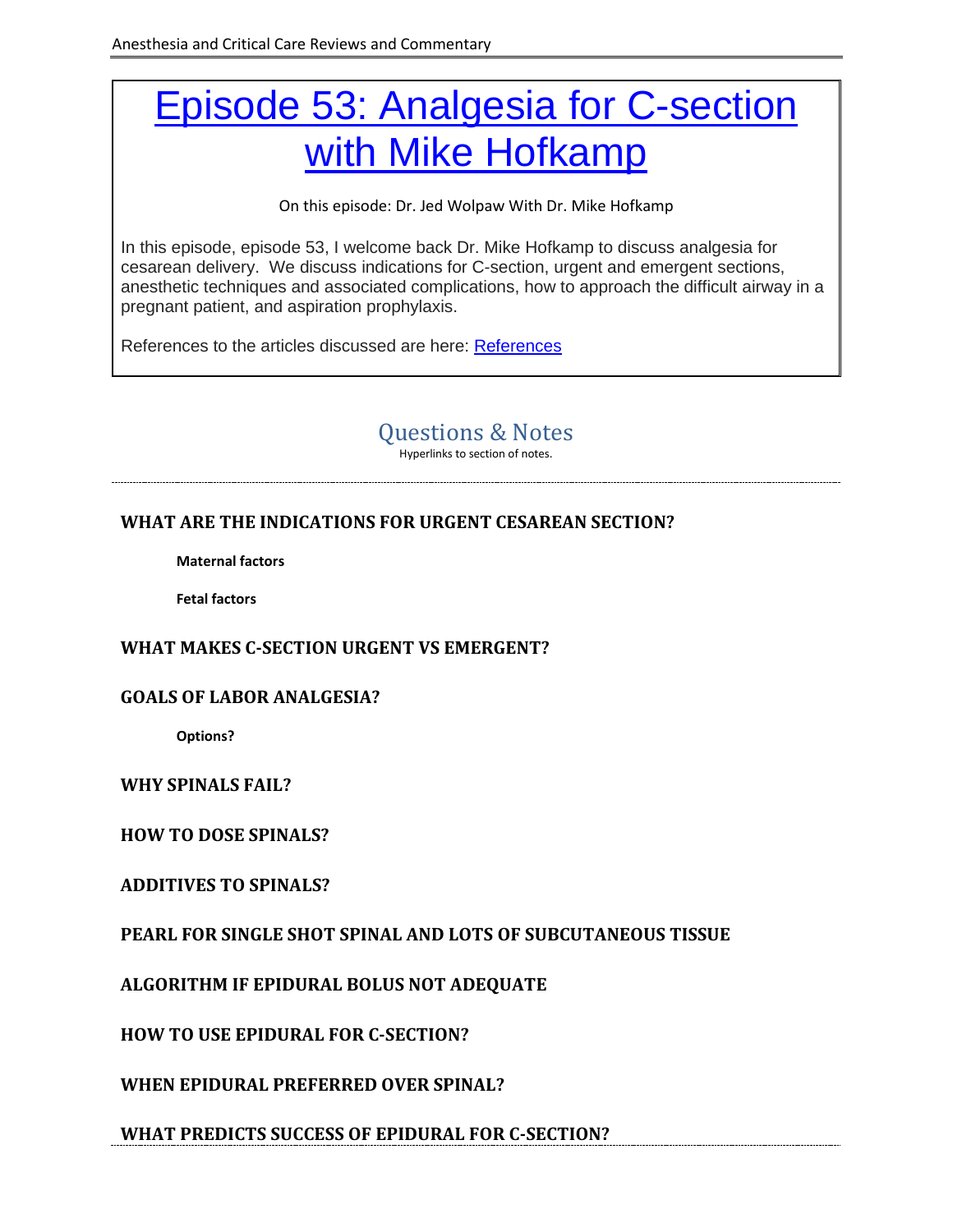# [Episode 53: Analgesia for C-section with Mike Hofkamp]

On this episode: Dr. Jed Wolpaw With Dr. Mike Hofkamp

In this episode, episode 53, I welcome back Dr. Mike Hofkamp to discuss analgesia for cesarean delivery. We discuss indications for C-section, urgent and emergent sections, anesthetic techniques and associated complications, how to approach the difficult airway in a pregnant patient, and aspiration prophylaxis.

References to the articles discussed are here: [References]

## Questions & Notes

Hyperlinks to section of notes.

---

### WHAT ARE THE INDICATIONS FOR URGENT CESAREAN SECTION?

**Maternal factors**

**Fetal factors**

### WHAT MAKES C-SECTION URGENT VS EMERGENT?

### GOALS OF LABOR ANALGESIA?

**Options?**

### WHY SPINALS FAIL?

### HOW TO DOSE SPINALS?

### ADDITIVES TO SPINALS?

### PEARL FOR SINGLE SHOT SPINAL AND LOTS OF SUBCUTANEOUS TISSUE

### ALGORITHM IF EPIDURAL BOLUS NOT ADEQUATE

### HOW TO USE EPIDURAL FOR C-SECTION?

### WHEN EPIDURAL PREFERRED OVER SPINAL?

### WHAT PREDICTS SUCCESS OF EPIDURAL FOR C-SECTION?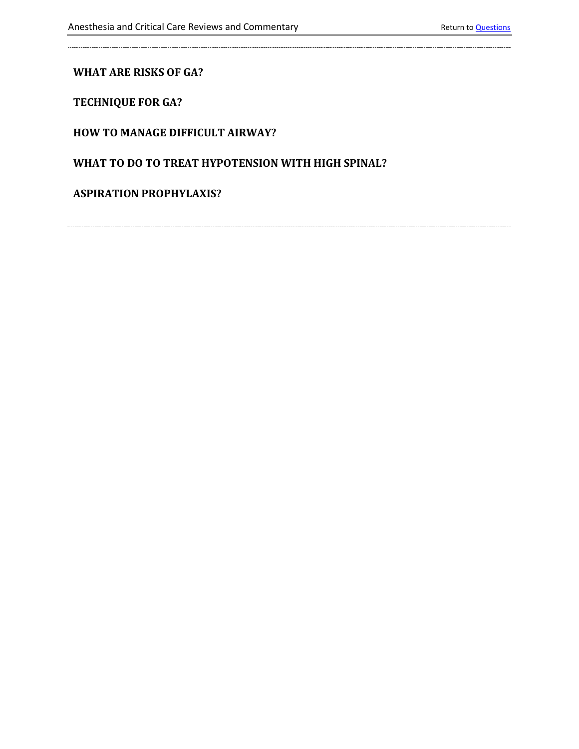**WHAT ARE RISKS OF GA?**

**TECHNIQUE FOR GA?**

**HOW TO MANAGE DIFFICULT AIRWAY?**

**WHAT TO DO TO TREAT HYPOTENSION WITH HIGH SPINAL?**

**ASPIRATION PROPHYLAXIS?**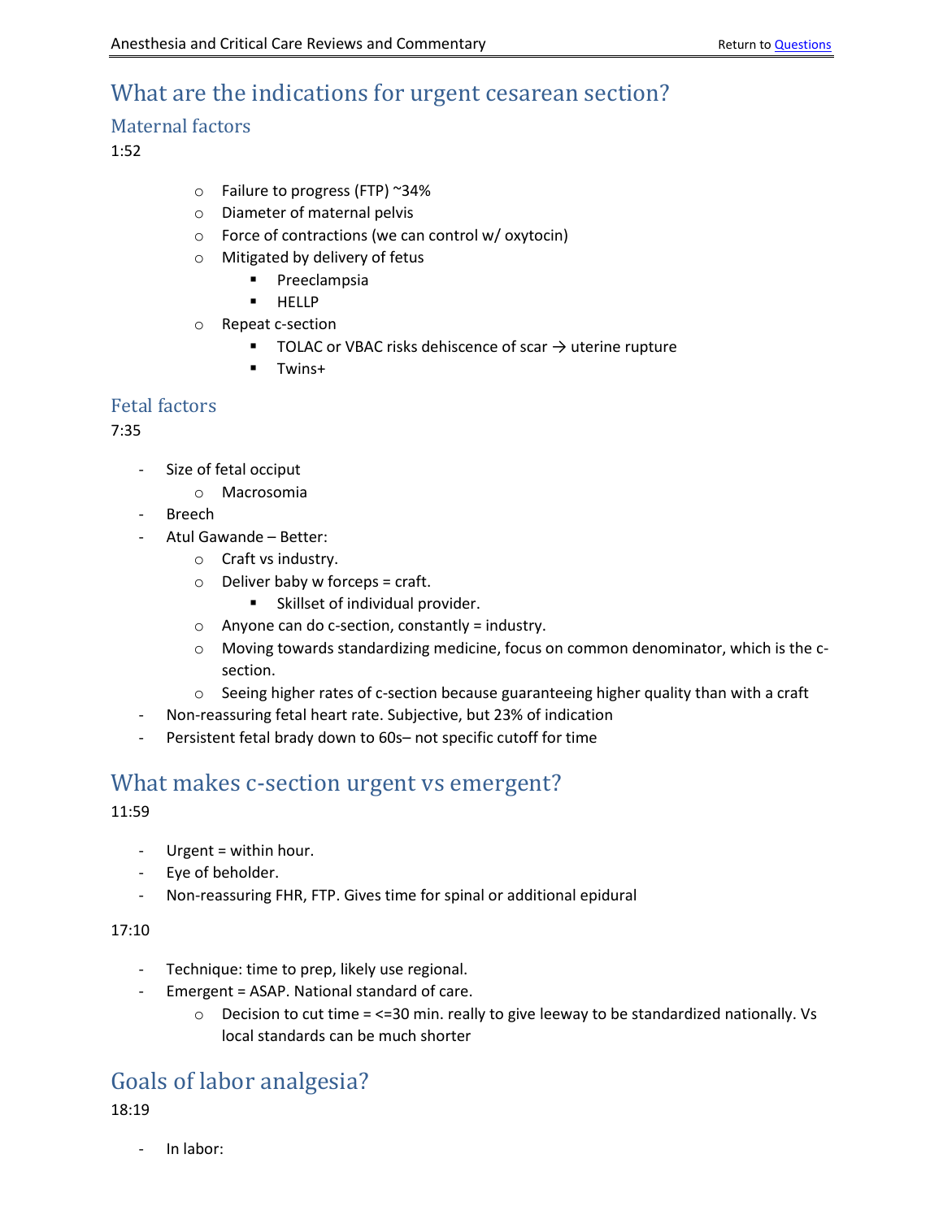# What are the indications for urgent cesarean section?

## Maternal factors

1:52

- Failure to progress (FTP) ~34%
- Diameter of maternal pelvis
- Force of contractions (we can control w/ oxytocin)
- Mitigated by delivery of fetus
  - Preeclampsia
  - HELLP
- Repeat c-section
  - TOLAC or VBAC risks dehiscence of scar → uterine rupture
  - Twins+

## Fetal factors

7:35

- Size of fetal occiput
  - Macrosomia
- Breech
- Atul Gawande – Better:
  - Craft vs industry.
  - Deliver baby w forceps = craft.
    - Skillset of individual provider.
  - Anyone can do c-section, constantly = industry.
  - Moving towards standardizing medicine, focus on common denominator, which is the c-section.
  - Seeing higher rates of c-section because guaranteeing higher quality than with a craft
- Non-reassuring fetal heart rate. Subjective, but 23% of indication
- Persistent fetal brady down to 60s– not specific cutoff for time

# What makes c-section urgent vs emergent?

11:59

- Urgent = within hour.
- Eye of beholder.
- Non-reassuring FHR, FTP. Gives time for spinal or additional epidural

17:10

- Technique: time to prep, likely use regional.
- Emergent = ASAP. National standard of care.
  - Decision to cut time = <=30 min. really to give leeway to be standardized nationally. Vs local standards can be much shorter

# Goals of labor analgesia?

18:19

- In labor: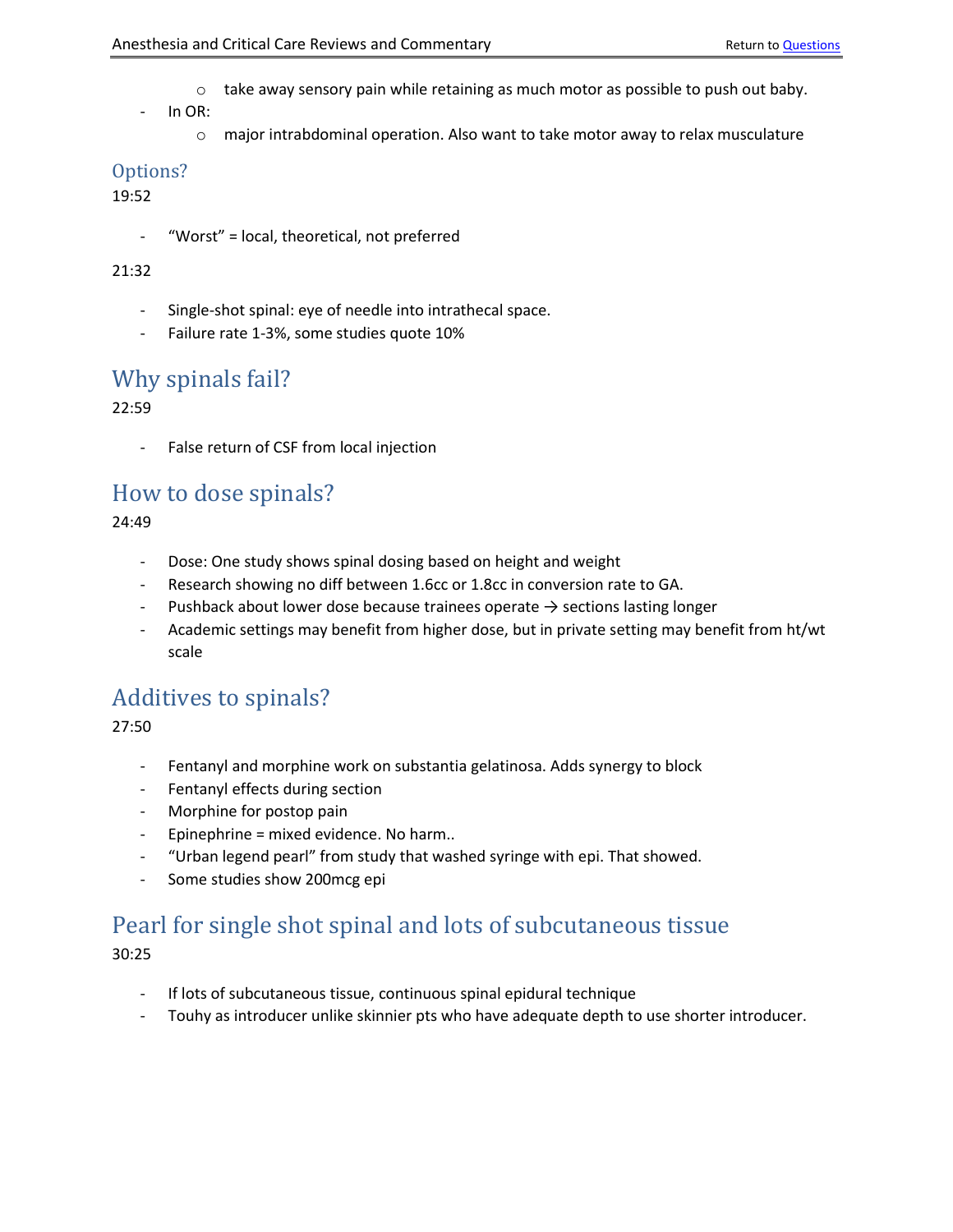- take away sensory pain while retaining as much motor as possible to push out baby.
- In OR:
  - major intrabdominal operation. Also want to take motor away to relax musculature

### Options?

19:52

- "Worst" = local, theoretical, not preferred

21:32

- Single-shot spinal: eye of needle into intrathecal space.
- Failure rate 1-3%, some studies quote 10%

## Why spinals fail?

22:59

- False return of CSF from local injection

## How to dose spinals?

24:49

- Dose: One study shows spinal dosing based on height and weight
- Research showing no diff between 1.6cc or 1.8cc in conversion rate to GA.
- Pushback about lower dose because trainees operate → sections lasting longer
- Academic settings may benefit from higher dose, but in private setting may benefit from ht/wt scale

## Additives to spinals?

27:50

- Fentanyl and morphine work on substantia gelatinosa. Adds synergy to block
- Fentanyl effects during section
- Morphine for postop pain
- Epinephrine = mixed evidence. No harm..
- "Urban legend pearl" from study that washed syringe with epi. That showed.
- Some studies show 200mcg epi

## Pearl for single shot spinal and lots of subcutaneous tissue

30:25

- If lots of subcutaneous tissue, continuous spinal epidural technique
- Touhy as introducer unlike skinnier pts who have adequate depth to use shorter introducer.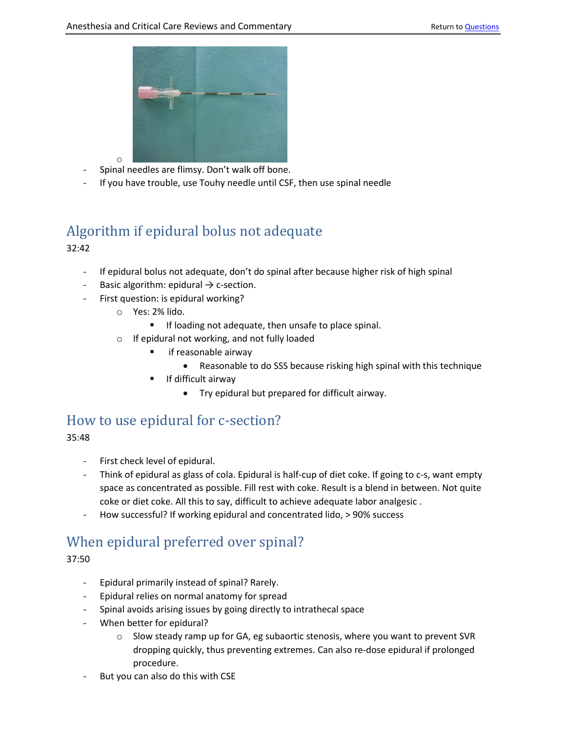- Spinal needles are flimsy. Don't walk off bone.
- If you have trouble, use Touhy needle until CSF, then use spinal needle

## Algorithm if epidural bolus not adequate

32:42

- If epidural bolus not adequate, don't do spinal after because higher risk of high spinal
- Basic algorithm: epidural → c-section.
- First question: is epidural working?
  - Yes: 2% lido.
    - If loading not adequate, then unsafe to place spinal.
  - If epidural not working, and not fully loaded
    - if reasonable airway
      - Reasonable to do SSS because risking high spinal with this technique
    - If difficult airway
      - Try epidural but prepared for difficult airway.

## How to use epidural for c-section?

35:48

- First check level of epidural.
- Think of epidural as glass of cola. Epidural is half-cup of diet coke. If going to c-s, want empty space as concentrated as possible. Fill rest with coke. Result is a blend in between. Not quite coke or diet coke. All this to say, difficult to achieve adequate labor analgesic .
- How successful? If working epidural and concentrated lido, > 90% success

## When epidural preferred over spinal?

37:50

- Epidural primarily instead of spinal? Rarely.
- Epidural relies on normal anatomy for spread
- Spinal avoids arising issues by going directly to intrathecal space
- When better for epidural?
  - Slow steady ramp up for GA, eg subaortic stenosis, where you want to prevent SVR dropping quickly, thus preventing extremes. Can also re-dose epidural if prolonged procedure.
- But you can also do this with CSE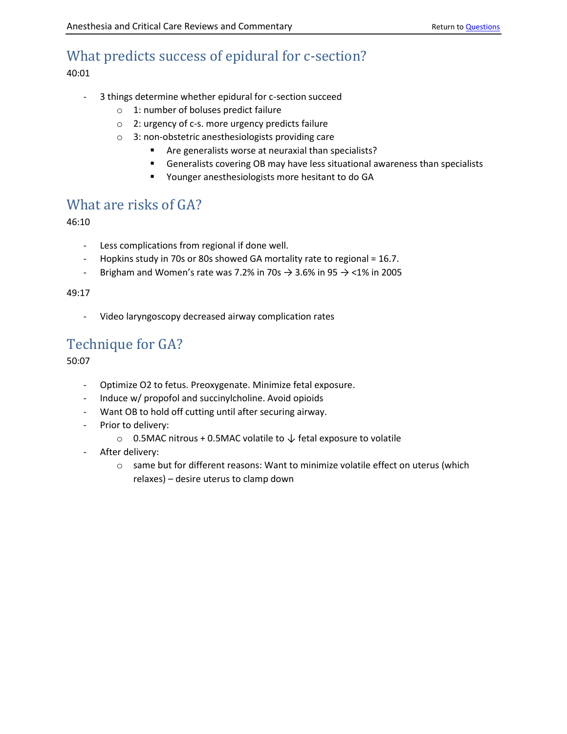## What predicts success of epidural for c-section?

40:01

- 3 things determine whether epidural for c-section succeed
  - 1: number of boluses predict failure
  - 2: urgency of c-s. more urgency predicts failure
  - 3: non-obstetric anesthesiologists providing care
    - Are generalists worse at neuraxial than specialists?
    - Generalists covering OB may have less situational awareness than specialists
    - Younger anesthesiologists more hesitant to do GA

## What are risks of GA?

46:10

- Less complications from regional if done well.
- Hopkins study in 70s or 80s showed GA mortality rate to regional = 16.7.
- Brigham and Women's rate was 7.2% in 70s → 3.6% in 95 → <1% in 2005

49:17

- Video laryngoscopy decreased airway complication rates

## Technique for GA?

50:07

- Optimize O2 to fetus. Preoxygenate. Minimize fetal exposure.
- Induce w/ propofol and succinylcholine. Avoid opioids
- Want OB to hold off cutting until after securing airway.
- Prior to delivery:
  - 0.5MAC nitrous + 0.5MAC volatile to ↓ fetal exposure to volatile
- After delivery:
  - same but for different reasons: Want to minimize volatile effect on uterus (which relaxes) – desire uterus to clamp down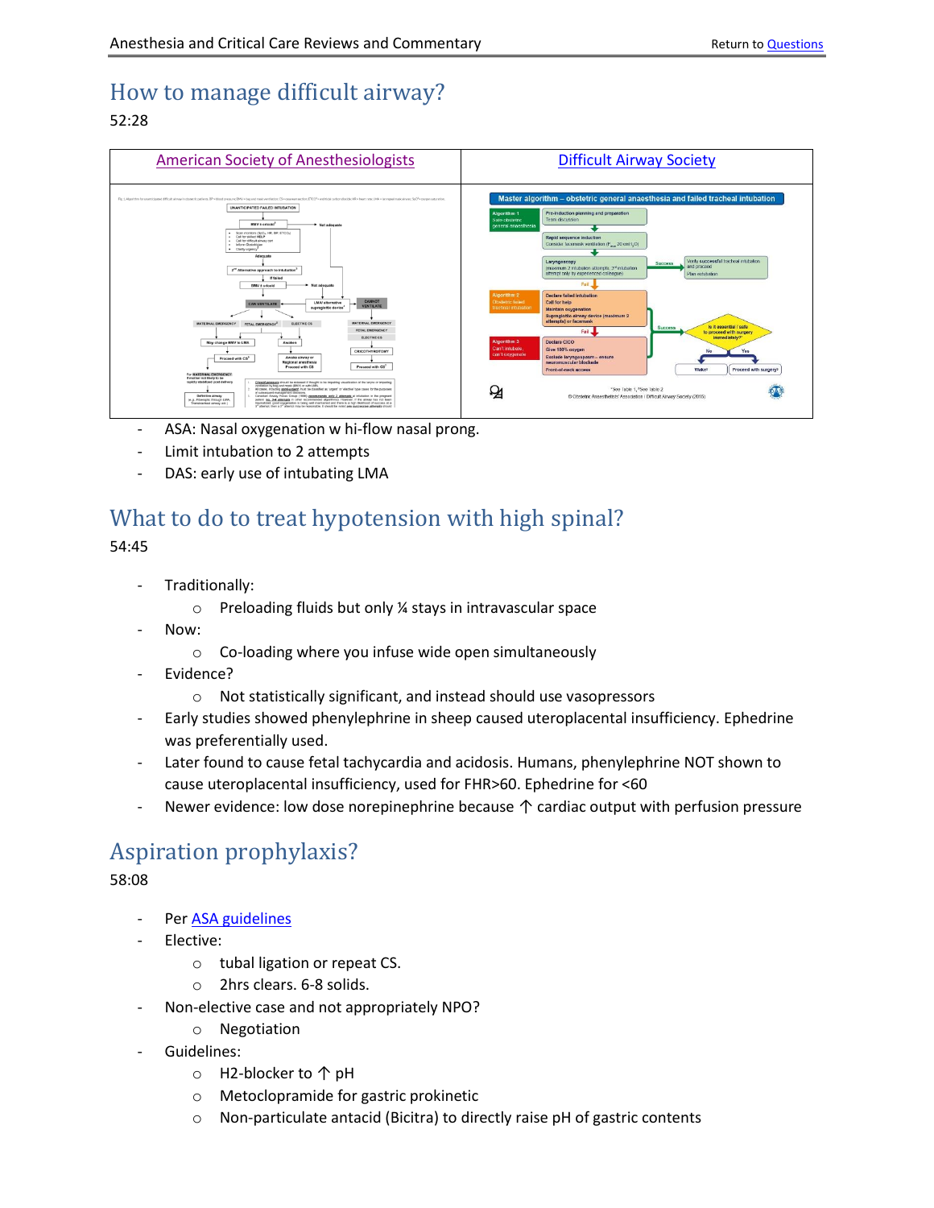# How to manage difficult airway?

52:28

| American Society of Anesthesiologists | Difficult Airway Society |
|---|---|
| | |

- ASA: Nasal oxygenation w hi-flow nasal prong.
- Limit intubation to 2 attempts
- DAS: early use of intubating LMA

# What to do to treat hypotension with high spinal?

54:45

- Traditionally:
  - Preloading fluids but only ¼ stays in intravascular space
- Now:
  - Co-loading where you infuse wide open simultaneously
- Evidence?
  - Not statistically significant, and instead should use vasopressors
- Early studies showed phenylephrine in sheep caused uteroplacental insufficiency. Ephedrine was preferentially used.
- Later found to cause fetal tachycardia and acidosis. Humans, phenylephrine NOT shown to cause uteroplacental insufficiency, used for FHR>60. Ephedrine for <60
- Newer evidence: low dose norepinephrine because ↑ cardiac output with perfusion pressure

# Aspiration prophylaxis?

58:08

- Per ASA guidelines
- Elective:
  - tubal ligation or repeat CS.
  - 2hrs clears. 6-8 solids.
- Non-elective case and not appropriately NPO?
  - Negotiation
- Guidelines:
  - H2-blocker to ↑ pH
  - Metoclopramide for gastric prokinetic
  - Non-particulate antacid (Bicitra) to directly raise pH of gastric contents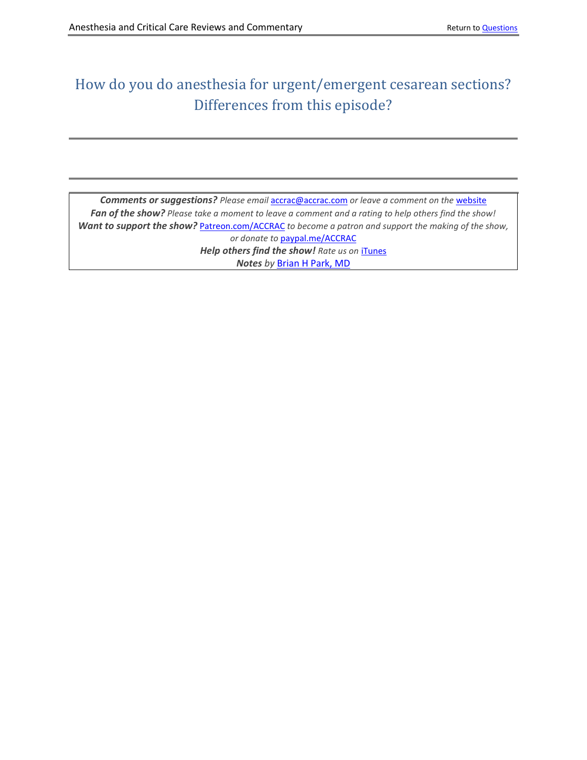# How do you do anesthesia for urgent/emergent cesarean sections? Differences from this episode?

---

---

***Comments or suggestions?*** *Please email* accrac@accrac.com *or leave a comment on the* website
***Fan of the show?*** *Please take a moment to leave a comment and a rating to help others find the show!*
***Want to support the show?*** Patreon.com/ACCRAC *to become a patron and support the making of the show, or donate to* paypal.me/ACCRAC
***Help others find the show!*** *Rate us on* iTunes
***Notes*** *by* Brian H Park, MD